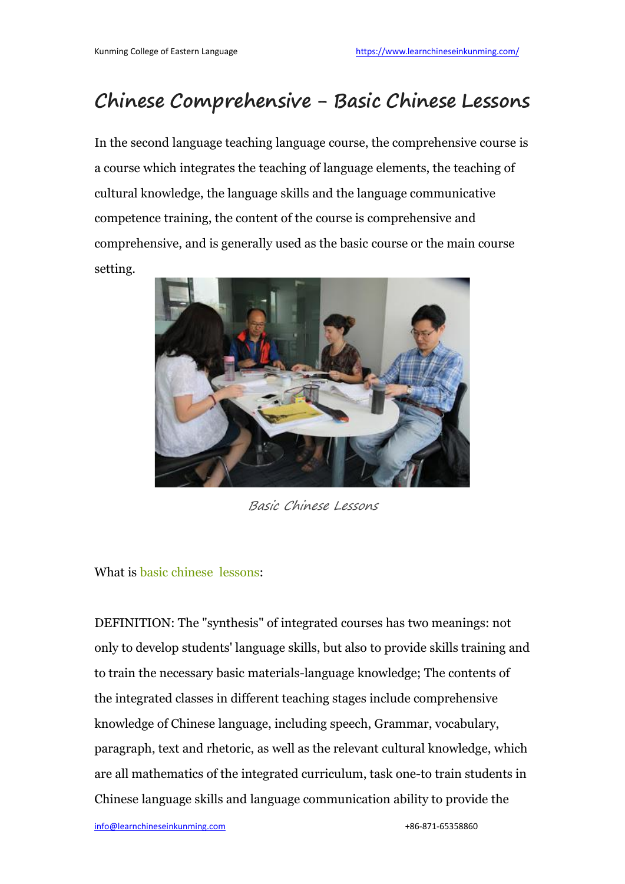# Chinese Comprehensive – Basic Chinese Lessons

In the second language teaching language course, the comprehensive course is a course which integrates the teaching of language elements, the teaching of cultural knowledge, the language skills and the language communicative competence training, the content of the course is comprehensive and comprehensive, and is generally used as the basic course or the main course setting.

*Basic Chinese Lessons*

What is basic chinese  lessons:

DEFINITION: The "synthesis" of integrated courses has two meanings: not only to develop students' language skills, but also to provide skills training and to train the necessary basic materials-language knowledge; The contents of the integrated classes in different teaching stages include comprehensive knowledge of Chinese language, including speech, Grammar, vocabulary, paragraph, text and rhetoric, as well as the relevant cultural knowledge, which are all mathematics of the integrated curriculum, task one-to train students in Chinese language skills and language communication ability to provide the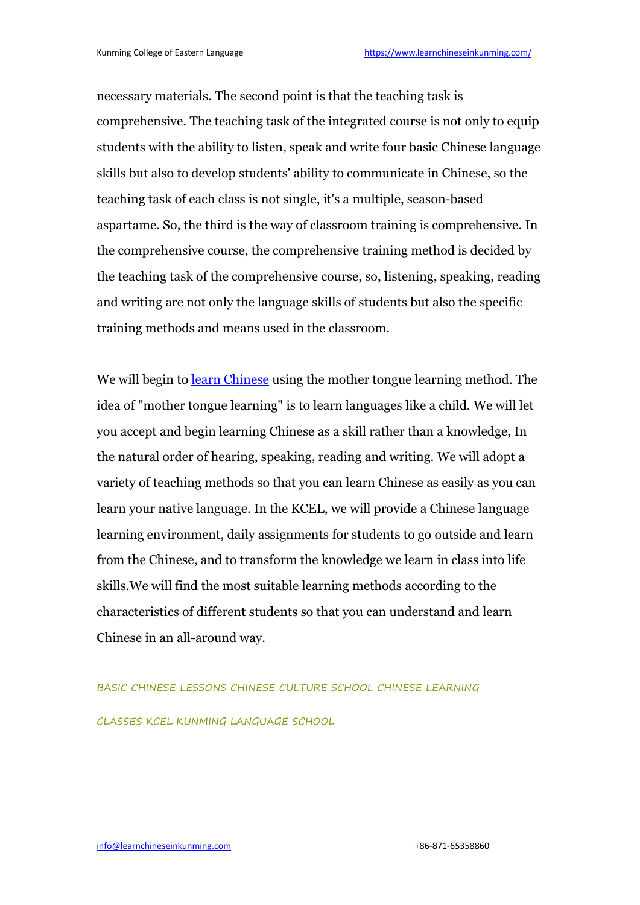necessary materials. The second point is that the teaching task is comprehensive. The teaching task of the integrated course is not only to equip students with the ability to listen, speak and write four basic Chinese language skills but also to develop students' ability to communicate in Chinese, so the teaching task of each class is not single, it's a multiple, season-based aspartame. So, the third is the way of classroom training is comprehensive. In the comprehensive course, the comprehensive training method is decided by the teaching task of the comprehensive course, so, listening, speaking, reading and writing are not only the language skills of students but also the specific training methods and means used in the classroom.

We will begin to [learn Chinese]() using the mother tongue learning method. The idea of "mother tongue learning" is to learn languages like a child. We will let you accept and begin learning Chinese as a skill rather than a knowledge, In the natural order of hearing, speaking, reading and writing. We will adopt a variety of teaching methods so that you can learn Chinese as easily as you can learn your native language. In the KCEL, we will provide a Chinese language learning environment, daily assignments for students to go outside and learn from the Chinese, and to transform the knowledge we learn in class into life skills.We will find the most suitable learning methods according to the characteristics of different students so that you can understand and learn Chinese in an all-around way.

BASIC CHINESE LESSONS CHINESE CULTURE SCHOOL CHINESE LEARNING CLASSES KCEL KUNMING LANGUAGE SCHOOL